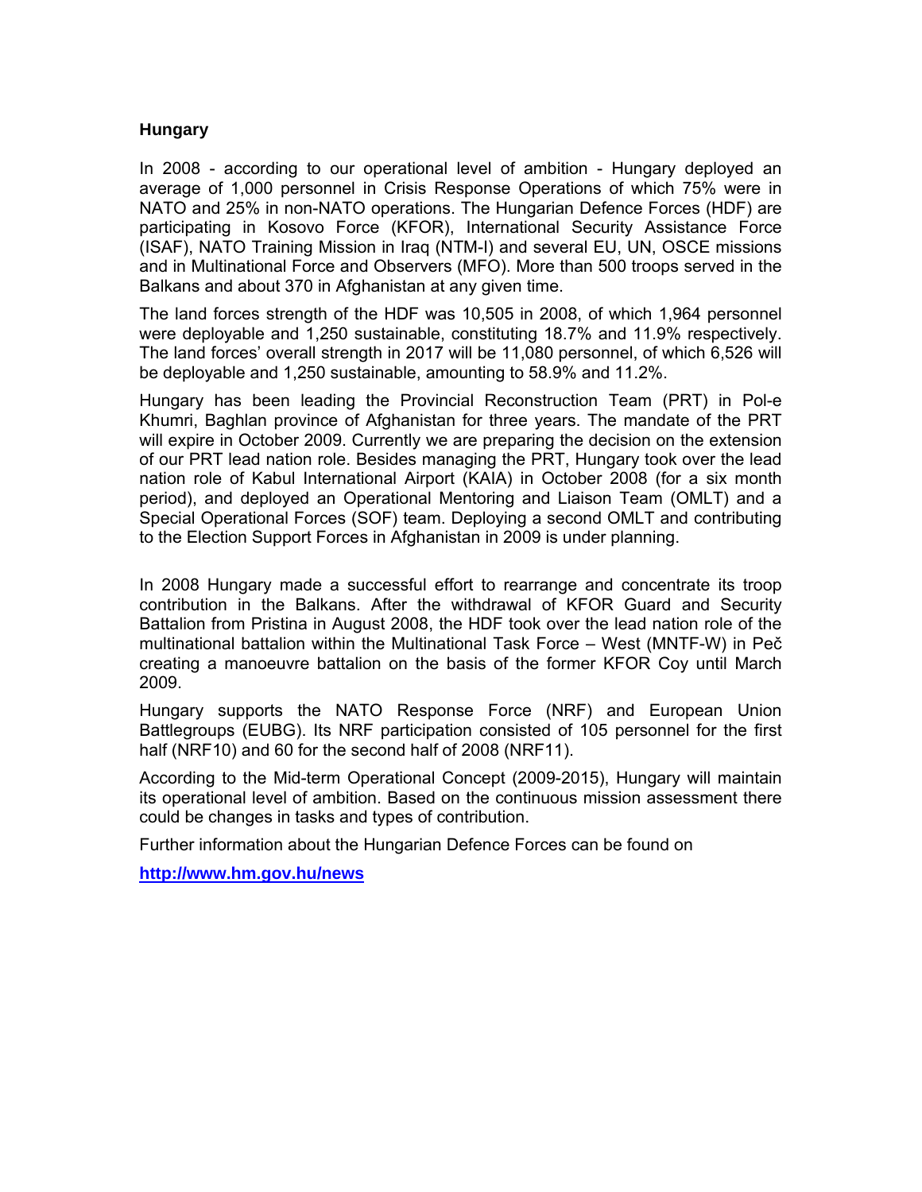# Hungary

In 2008 - according to our operational level of ambition - Hungary deployed an average of 1,000 personnel in Crisis Response Operations of which 75% were in NATO and 25% in non-NATO operations. The Hungarian Defence Forces (HDF) are participating in Kosovo Force (KFOR), International Security Assistance Force (ISAF), NATO Training Mission in Iraq (NTM-I) and several EU, UN, OSCE missions and in Multinational Force and Observers (MFO). More than 500 troops served in the Balkans and about 370 in Afghanistan at any given time.

The land forces strength of the HDF was 10,505 in 2008, of which 1,964 personnel were deployable and 1,250 sustainable, constituting 18.7% and 11.9% respectively. The land forces' overall strength in 2017 will be 11,080 personnel, of which 6,526 will be deployable and 1,250 sustainable, amounting to 58.9% and 11.2%.

Hungary has been leading the Provincial Reconstruction Team (PRT) in Pol-e Khumri, Baghlan province of Afghanistan for three years. The mandate of the PRT will expire in October 2009. Currently we are preparing the decision on the extension of our PRT lead nation role. Besides managing the PRT, Hungary took over the lead nation role of Kabul International Airport (KAIA) in October 2008 (for a six month period), and deployed an Operational Mentoring and Liaison Team (OMLT) and a Special Operational Forces (SOF) team. Deploying a second OMLT and contributing to the Election Support Forces in Afghanistan in 2009 is under planning.

In 2008 Hungary made a successful effort to rearrange and concentrate its troop contribution in the Balkans. After the withdrawal of KFOR Guard and Security Battalion from Pristina in August 2008, the HDF took over the lead nation role of the multinational battalion within the Multinational Task Force – West (MNTF-W) in Peč creating a manoeuvre battalion on the basis of the former KFOR Coy until March 2009.

Hungary supports the NATO Response Force (NRF) and European Union Battlegroups (EUBG). Its NRF participation consisted of 105 personnel for the first half (NRF10) and 60 for the second half of 2008 (NRF11).

According to the Mid-term Operational Concept (2009-2015), Hungary will maintain its operational level of ambition. Based on the continuous mission assessment there could be changes in tasks and types of contribution.

Further information about the Hungarian Defence Forces can be found on

**http://www.hm.gov.hu/news**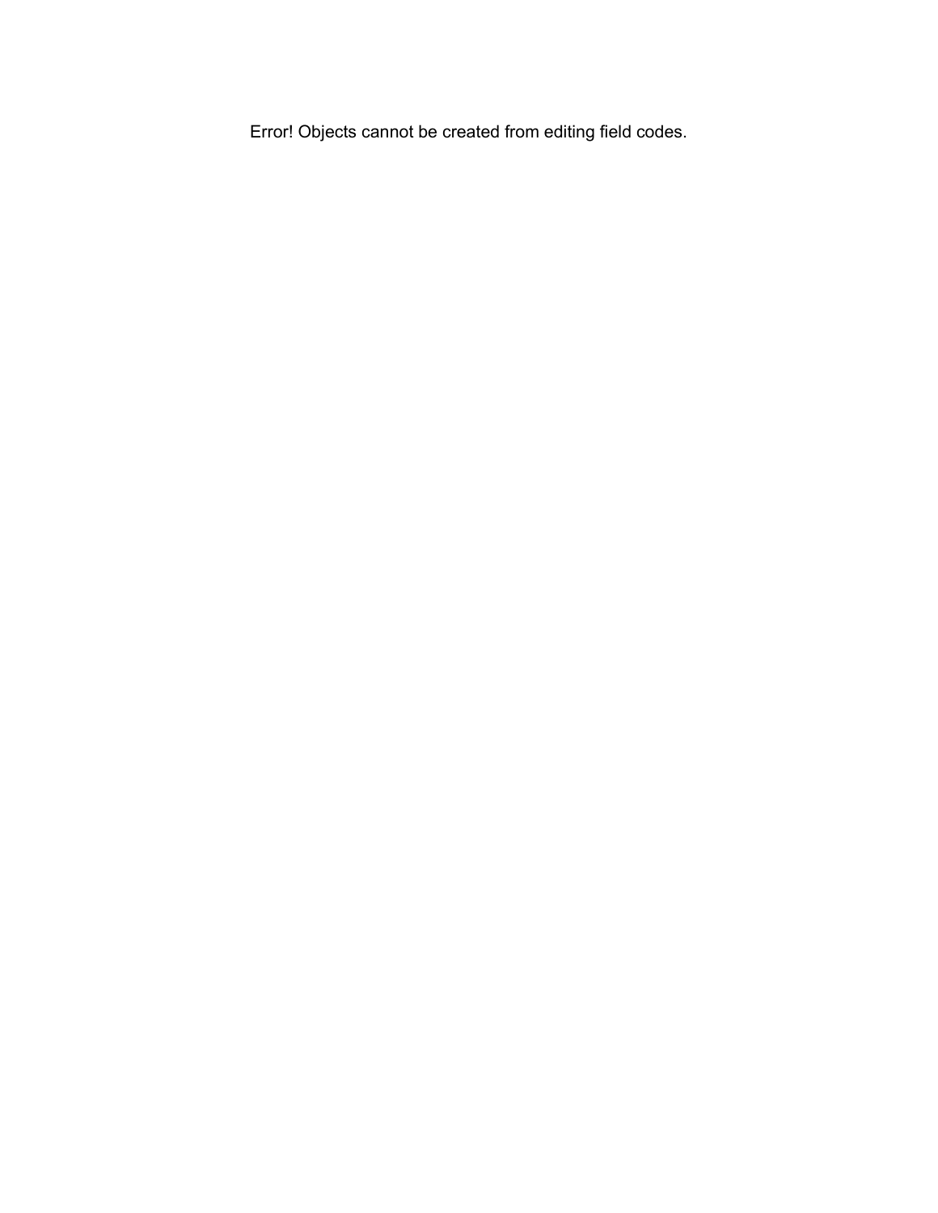Error! Objects cannot be created from editing field codes.